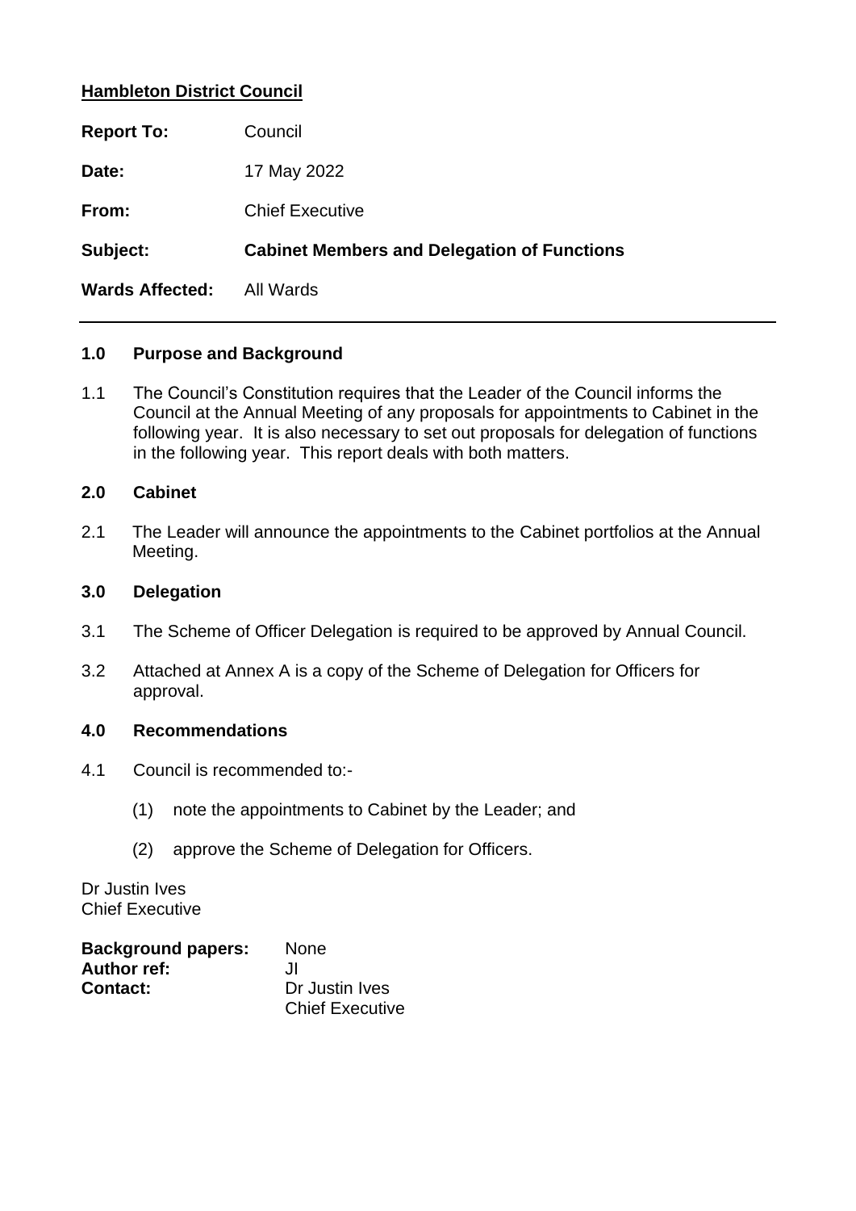**Hambleton District Council**

**Report To:** Council

**Date:** 17 May 2022

**From:** Chief Executive

**Subject:** **Cabinet Members and Delegation of Functions**

**Wards Affected:** All Wards

---

## 1.0 Purpose and Background

1.1 The Council's Constitution requires that the Leader of the Council informs the Council at the Annual Meeting of any proposals for appointments to Cabinet in the following year. It is also necessary to set out proposals for delegation of functions in the following year. This report deals with both matters.

## 2.0 Cabinet

2.1 The Leader will announce the appointments to the Cabinet portfolios at the Annual Meeting.

## 3.0 Delegation

3.1 The Scheme of Officer Delegation is required to be approved by Annual Council.

3.2 Attached at Annex A is a copy of the Scheme of Delegation for Officers for approval.

## 4.0 Recommendations

4.1 Council is recommended to:-

(1) note the appointments to Cabinet by the Leader; and

(2) approve the Scheme of Delegation for Officers.

Dr Justin Ives
Chief Executive

**Background papers:** None
**Author ref:** JI
**Contact:** Dr Justin Ives
Chief Executive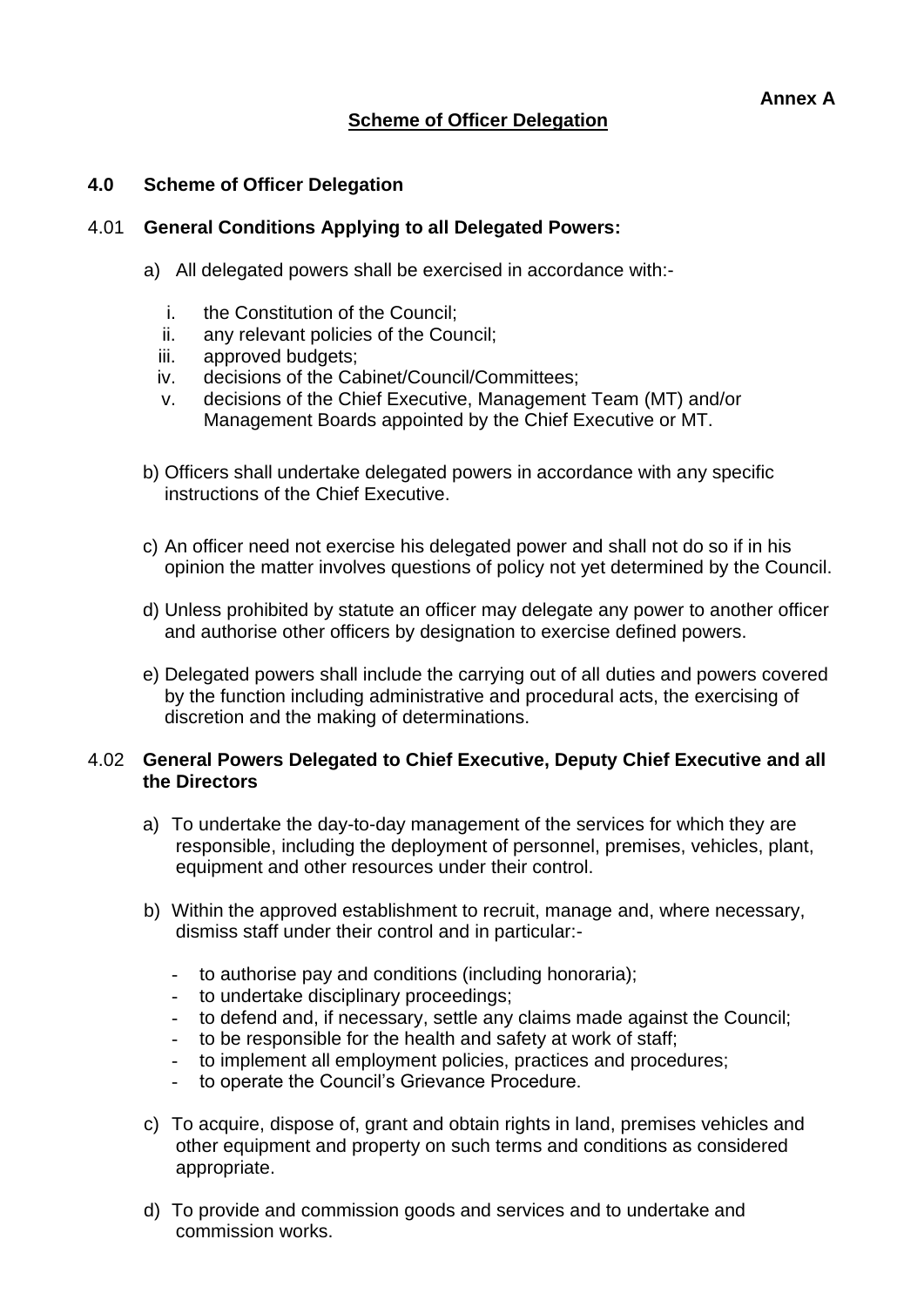**Annex A**

## Scheme of Officer Delegation

### 4.0 Scheme of Officer Delegation

#### 4.01 General Conditions Applying to all Delegated Powers:

a) All delegated powers shall be exercised in accordance with:-

   i. the Constitution of the Council;
   ii. any relevant policies of the Council;
   iii. approved budgets;
   iv. decisions of the Cabinet/Council/Committees;
   v. decisions of the Chief Executive, Management Team (MT) and/or Management Boards appointed by the Chief Executive or MT.

b) Officers shall undertake delegated powers in accordance with any specific instructions of the Chief Executive.

c) An officer need not exercise his delegated power and shall not do so if in his opinion the matter involves questions of policy not yet determined by the Council.

d) Unless prohibited by statute an officer may delegate any power to another officer and authorise other officers by designation to exercise defined powers.

e) Delegated powers shall include the carrying out of all duties and powers covered by the function including administrative and procedural acts, the exercising of discretion and the making of determinations.

#### 4.02 General Powers Delegated to Chief Executive, Deputy Chief Executive and all the Directors

a) To undertake the day-to-day management of the services for which they are responsible, including the deployment of personnel, premises, vehicles, plant, equipment and other resources under their control.

b) Within the approved establishment to recruit, manage and, where necessary, dismiss staff under their control and in particular:-

   - to authorise pay and conditions (including honoraria);
   - to undertake disciplinary proceedings;
   - to defend and, if necessary, settle any claims made against the Council;
   - to be responsible for the health and safety at work of staff;
   - to implement all employment policies, practices and procedures;
   - to operate the Council's Grievance Procedure.

c) To acquire, dispose of, grant and obtain rights in land, premises vehicles and other equipment and property on such terms and conditions as considered appropriate.

d) To provide and commission goods and services and to undertake and commission works.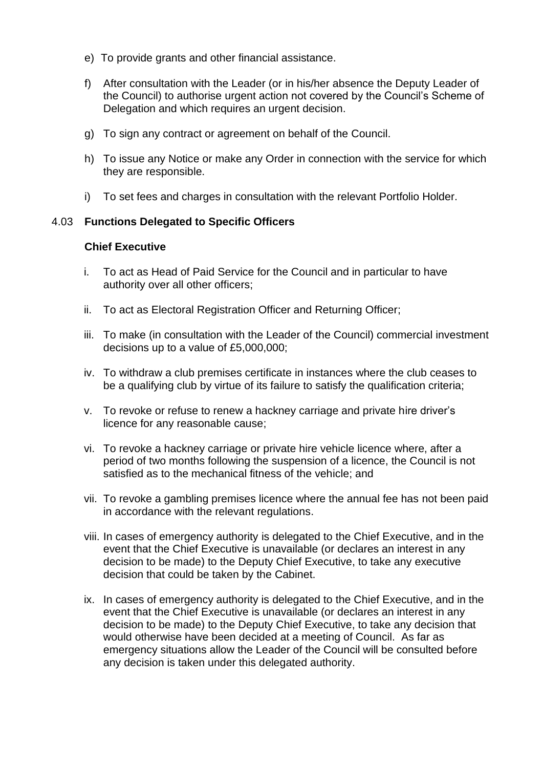e) To provide grants and other financial assistance.

f) After consultation with the Leader (or in his/her absence the Deputy Leader of the Council) to authorise urgent action not covered by the Council's Scheme of Delegation and which requires an urgent decision.

g) To sign any contract or agreement on behalf of the Council.

h) To issue any Notice or make any Order in connection with the service for which they are responsible.

i) To set fees and charges in consultation with the relevant Portfolio Holder.

## 4.03 Functions Delegated to Specific Officers

### Chief Executive

i. To act as Head of Paid Service for the Council and in particular to have authority over all other officers;

ii. To act as Electoral Registration Officer and Returning Officer;

iii. To make (in consultation with the Leader of the Council) commercial investment decisions up to a value of £5,000,000;

iv. To withdraw a club premises certificate in instances where the club ceases to be a qualifying club by virtue of its failure to satisfy the qualification criteria;

v. To revoke or refuse to renew a hackney carriage and private hire driver's licence for any reasonable cause;

vi. To revoke a hackney carriage or private hire vehicle licence where, after a period of two months following the suspension of a licence, the Council is not satisfied as to the mechanical fitness of the vehicle; and

vii. To revoke a gambling premises licence where the annual fee has not been paid in accordance with the relevant regulations.

viii. In cases of emergency authority is delegated to the Chief Executive, and in the event that the Chief Executive is unavailable (or declares an interest in any decision to be made) to the Deputy Chief Executive, to take any executive decision that could be taken by the Cabinet.

ix. In cases of emergency authority is delegated to the Chief Executive, and in the event that the Chief Executive is unavailable (or declares an interest in any decision to be made) to the Deputy Chief Executive, to take any decision that would otherwise have been decided at a meeting of Council. As far as emergency situations allow the Leader of the Council will be consulted before any decision is taken under this delegated authority.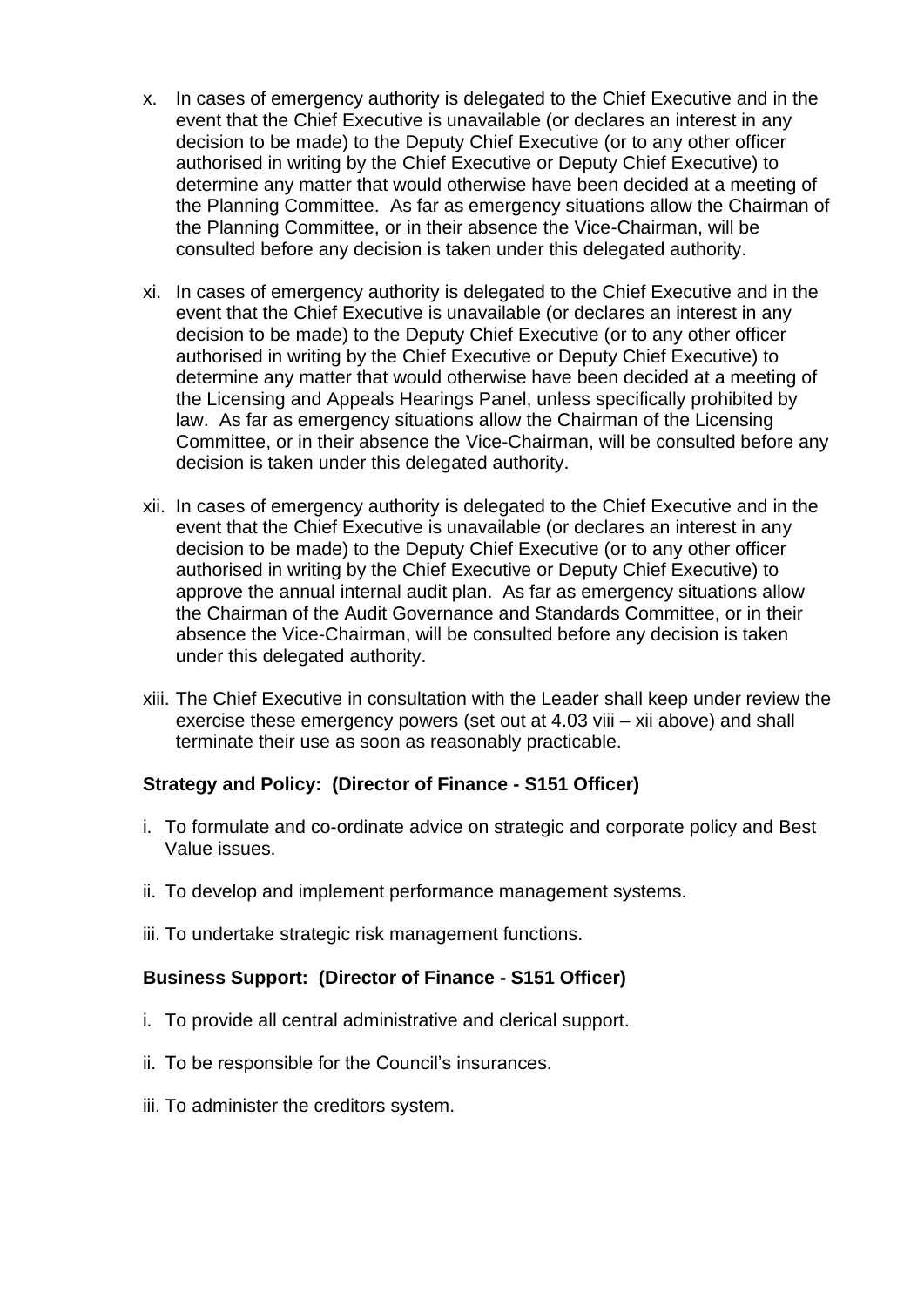x. In cases of emergency authority is delegated to the Chief Executive and in the event that the Chief Executive is unavailable (or declares an interest in any decision to be made) to the Deputy Chief Executive (or to any other officer authorised in writing by the Chief Executive or Deputy Chief Executive) to determine any matter that would otherwise have been decided at a meeting of the Planning Committee. As far as emergency situations allow the Chairman of the Planning Committee, or in their absence the Vice-Chairman, will be consulted before any decision is taken under this delegated authority.

xi. In cases of emergency authority is delegated to the Chief Executive and in the event that the Chief Executive is unavailable (or declares an interest in any decision to be made) to the Deputy Chief Executive (or to any other officer authorised in writing by the Chief Executive or Deputy Chief Executive) to determine any matter that would otherwise have been decided at a meeting of the Licensing and Appeals Hearings Panel, unless specifically prohibited by law. As far as emergency situations allow the Chairman of the Licensing Committee, or in their absence the Vice-Chairman, will be consulted before any decision is taken under this delegated authority.

xii. In cases of emergency authority is delegated to the Chief Executive and in the event that the Chief Executive is unavailable (or declares an interest in any decision to be made) to the Deputy Chief Executive (or to any other officer authorised in writing by the Chief Executive or Deputy Chief Executive) to approve the annual internal audit plan. As far as emergency situations allow the Chairman of the Audit Governance and Standards Committee, or in their absence the Vice-Chairman, will be consulted before any decision is taken under this delegated authority.

xiii. The Chief Executive in consultation with the Leader shall keep under review the exercise these emergency powers (set out at 4.03 viii – xii above) and shall terminate their use as soon as reasonably practicable.

**Strategy and Policy: (Director of Finance - S151 Officer)**

i. To formulate and co-ordinate advice on strategic and corporate policy and Best Value issues.

ii. To develop and implement performance management systems.

iii. To undertake strategic risk management functions.

**Business Support: (Director of Finance - S151 Officer)**

i. To provide all central administrative and clerical support.

ii. To be responsible for the Council's insurances.

iii. To administer the creditors system.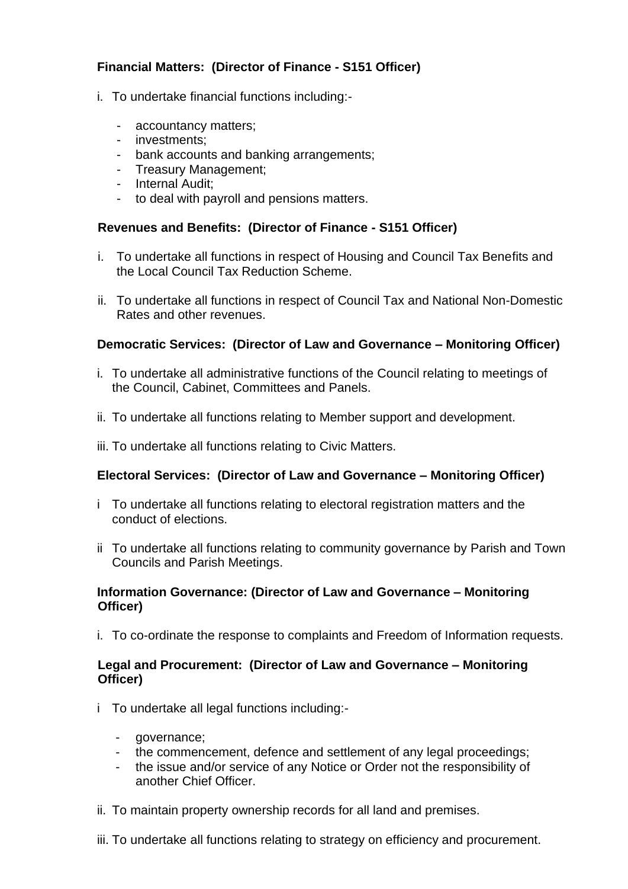**Financial Matters: (Director of Finance - S151 Officer)**

i. To undertake financial functions including:-

- accountancy matters;
- investments;
- bank accounts and banking arrangements;
- Treasury Management;
- Internal Audit;
- to deal with payroll and pensions matters.

**Revenues and Benefits: (Director of Finance - S151 Officer)**

i. To undertake all functions in respect of Housing and Council Tax Benefits and the Local Council Tax Reduction Scheme.

ii. To undertake all functions in respect of Council Tax and National Non-Domestic Rates and other revenues.

**Democratic Services: (Director of Law and Governance – Monitoring Officer)**

i. To undertake all administrative functions of the Council relating to meetings of the Council, Cabinet, Committees and Panels.

ii. To undertake all functions relating to Member support and development.

iii. To undertake all functions relating to Civic Matters.

**Electoral Services: (Director of Law and Governance – Monitoring Officer)**

i To undertake all functions relating to electoral registration matters and the conduct of elections.

ii To undertake all functions relating to community governance by Parish and Town Councils and Parish Meetings.

**Information Governance: (Director of Law and Governance – Monitoring Officer)**

i. To co-ordinate the response to complaints and Freedom of Information requests.

**Legal and Procurement: (Director of Law and Governance – Monitoring Officer)**

i To undertake all legal functions including:-

- governance;
- the commencement, defence and settlement of any legal proceedings;
- the issue and/or service of any Notice or Order not the responsibility of another Chief Officer.

ii. To maintain property ownership records for all land and premises.

iii. To undertake all functions relating to strategy on efficiency and procurement.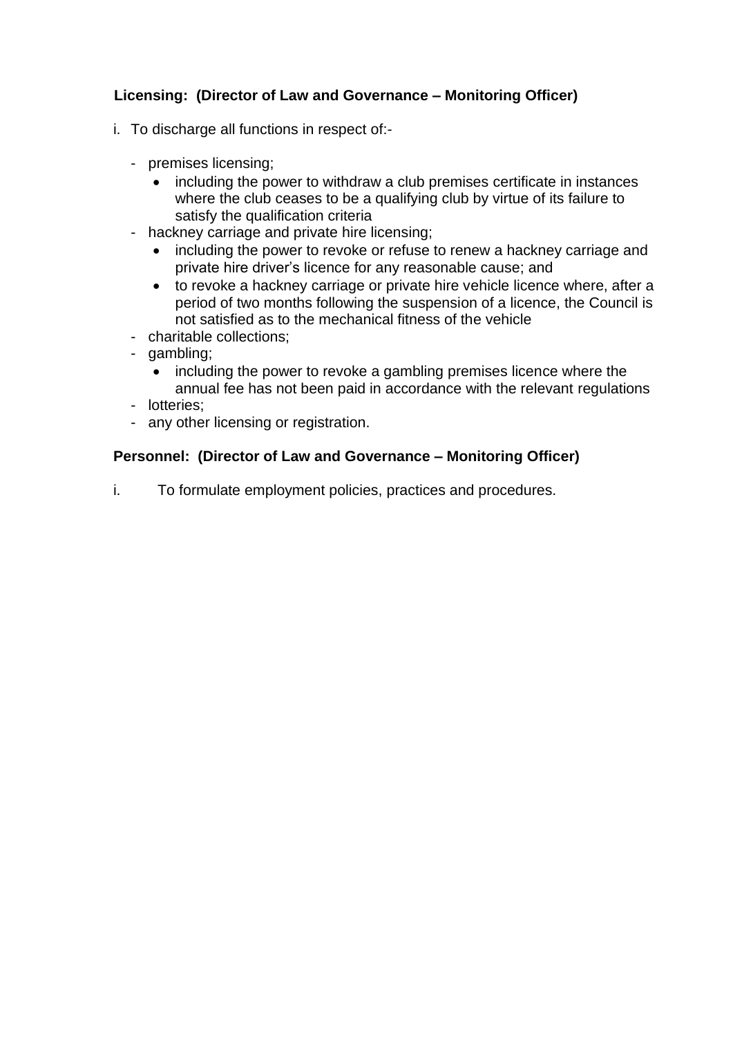**Licensing: (Director of Law and Governance – Monitoring Officer)**

i. To discharge all functions in respect of:-

- premises licensing;
  - including the power to withdraw a club premises certificate in instances where the club ceases to be a qualifying club by virtue of its failure to satisfy the qualification criteria
- hackney carriage and private hire licensing;
  - including the power to revoke or refuse to renew a hackney carriage and private hire driver's licence for any reasonable cause; and
  - to revoke a hackney carriage or private hire vehicle licence where, after a period of two months following the suspension of a licence, the Council is not satisfied as to the mechanical fitness of the vehicle
- charitable collections;
- gambling;
  - including the power to revoke a gambling premises licence where the annual fee has not been paid in accordance with the relevant regulations
- lotteries;
- any other licensing or registration.

**Personnel: (Director of Law and Governance – Monitoring Officer)**

i. To formulate employment policies, practices and procedures.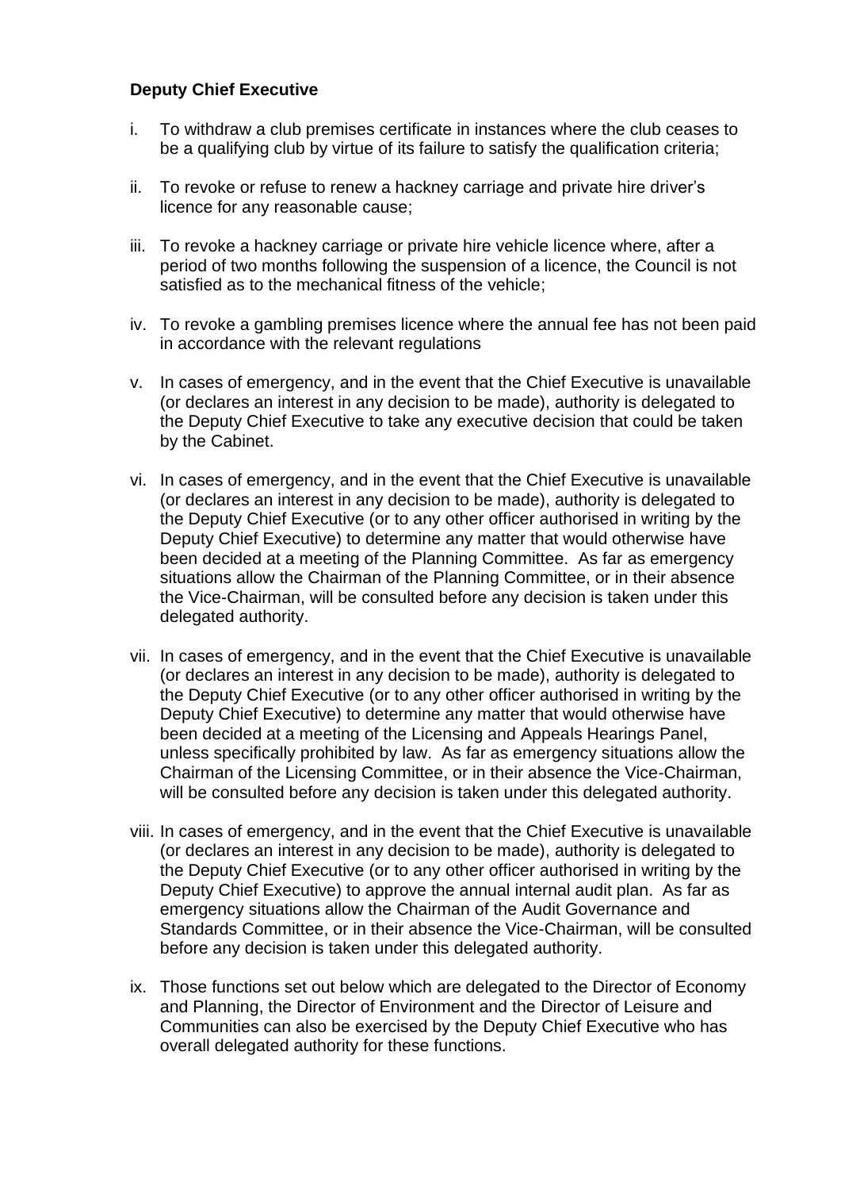**Deputy Chief Executive**

i. To withdraw a club premises certificate in instances where the club ceases to be a qualifying club by virtue of its failure to satisfy the qualification criteria;

ii. To revoke or refuse to renew a hackney carriage and private hire driver's licence for any reasonable cause;

iii. To revoke a hackney carriage or private hire vehicle licence where, after a period of two months following the suspension of a licence, the Council is not satisfied as to the mechanical fitness of the vehicle;

iv. To revoke a gambling premises licence where the annual fee has not been paid in accordance with the relevant regulations

v. In cases of emergency, and in the event that the Chief Executive is unavailable (or declares an interest in any decision to be made), authority is delegated to the Deputy Chief Executive to take any executive decision that could be taken by the Cabinet.

vi. In cases of emergency, and in the event that the Chief Executive is unavailable (or declares an interest in any decision to be made), authority is delegated to the Deputy Chief Executive (or to any other officer authorised in writing by the Deputy Chief Executive) to determine any matter that would otherwise have been decided at a meeting of the Planning Committee. As far as emergency situations allow the Chairman of the Planning Committee, or in their absence the Vice-Chairman, will be consulted before any decision is taken under this delegated authority.

vii. In cases of emergency, and in the event that the Chief Executive is unavailable (or declares an interest in any decision to be made), authority is delegated to the Deputy Chief Executive (or to any other officer authorised in writing by the Deputy Chief Executive) to determine any matter that would otherwise have been decided at a meeting of the Licensing and Appeals Hearings Panel, unless specifically prohibited by law. As far as emergency situations allow the Chairman of the Licensing Committee, or in their absence the Vice-Chairman, will be consulted before any decision is taken under this delegated authority.

viii. In cases of emergency, and in the event that the Chief Executive is unavailable (or declares an interest in any decision to be made), authority is delegated to the Deputy Chief Executive (or to any other officer authorised in writing by the Deputy Chief Executive) to approve the annual internal audit plan. As far as emergency situations allow the Chairman of the Audit Governance and Standards Committee, or in their absence the Vice-Chairman, will be consulted before any decision is taken under this delegated authority.

ix. Those functions set out below which are delegated to the Director of Economy and Planning, the Director of Environment and the Director of Leisure and Communities can also be exercised by the Deputy Chief Executive who has overall delegated authority for these functions.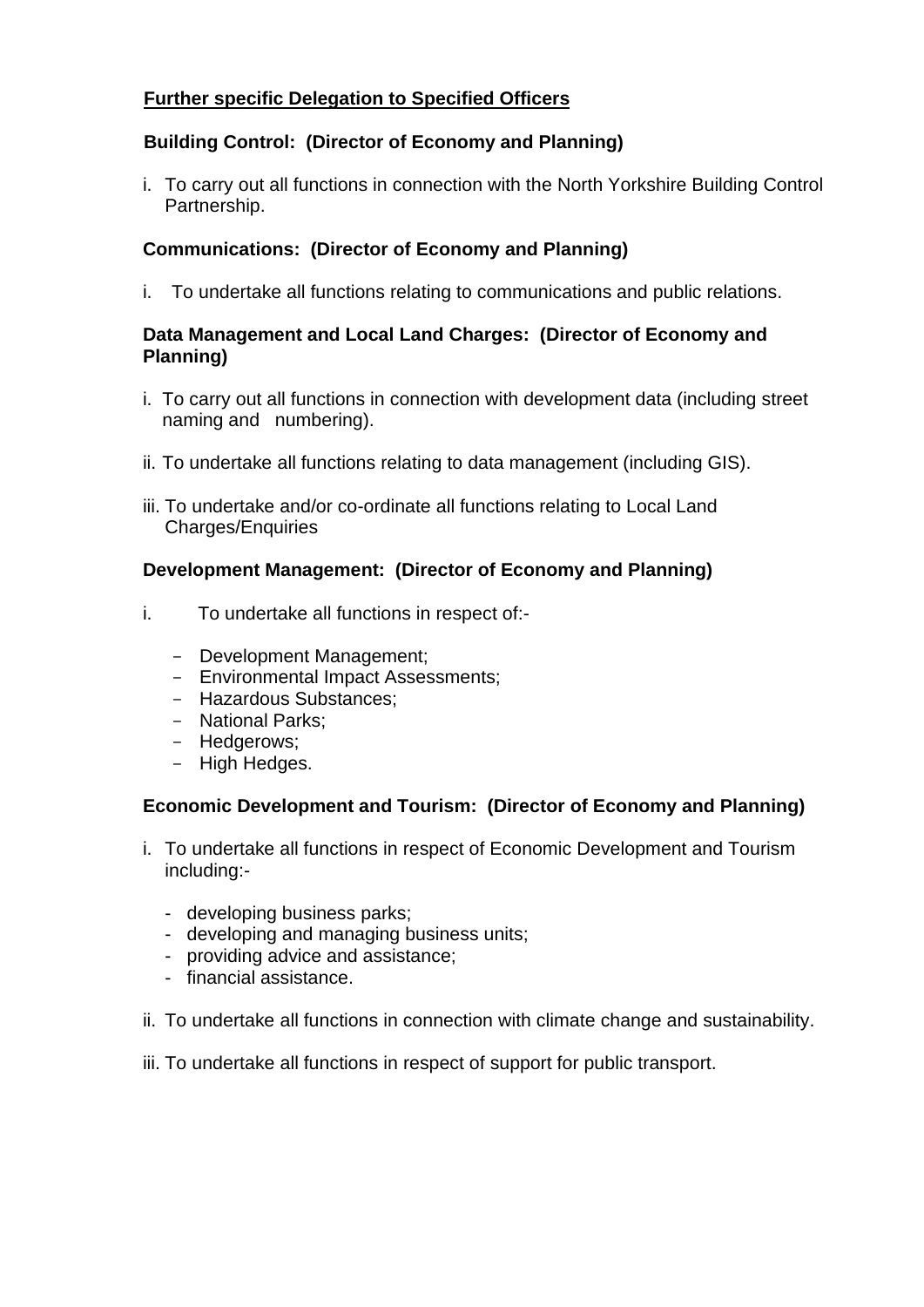**Further specific Delegation to Specified Officers**

**Building Control: (Director of Economy and Planning)**

i. To carry out all functions in connection with the North Yorkshire Building Control Partnership.

**Communications: (Director of Economy and Planning)**

i. To undertake all functions relating to communications and public relations.

**Data Management and Local Land Charges: (Director of Economy and Planning)**

i. To carry out all functions in connection with development data (including street naming and numbering).

ii. To undertake all functions relating to data management (including GIS).

iii. To undertake and/or co-ordinate all functions relating to Local Land Charges/Enquiries

**Development Management: (Director of Economy and Planning)**

i. To undertake all functions in respect of:-

- Development Management;
- Environmental Impact Assessments;
- Hazardous Substances;
- National Parks;
- Hedgerows;
- High Hedges.

**Economic Development and Tourism: (Director of Economy and Planning)**

i. To undertake all functions in respect of Economic Development and Tourism including:-

- developing business parks;
- developing and managing business units;
- providing advice and assistance;
- financial assistance.

ii. To undertake all functions in connection with climate change and sustainability.

iii. To undertake all functions in respect of support for public transport.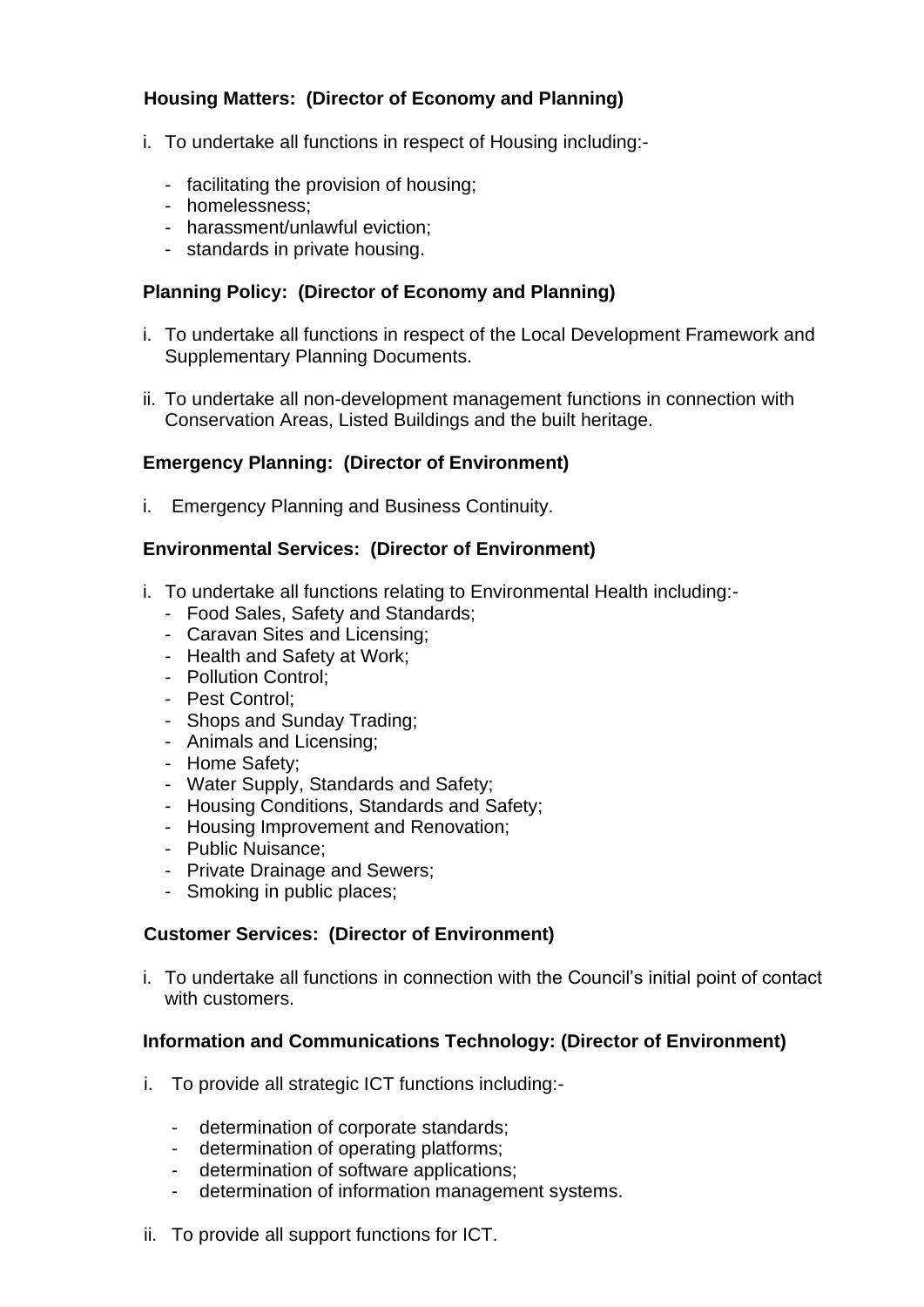**Housing Matters: (Director of Economy and Planning)**

i. To undertake all functions in respect of Housing including:-

  - facilitating the provision of housing;
  - homelessness;
  - harassment/unlawful eviction;
  - standards in private housing.

**Planning Policy: (Director of Economy and Planning)**

i. To undertake all functions in respect of the Local Development Framework and Supplementary Planning Documents.

ii. To undertake all non-development management functions in connection with Conservation Areas, Listed Buildings and the built heritage.

**Emergency Planning: (Director of Environment)**

i. Emergency Planning and Business Continuity.

**Environmental Services: (Director of Environment)**

i. To undertake all functions relating to Environmental Health including:-
  - Food Sales, Safety and Standards;
  - Caravan Sites and Licensing;
  - Health and Safety at Work;
  - Pollution Control;
  - Pest Control;
  - Shops and Sunday Trading;
  - Animals and Licensing;
  - Home Safety;
  - Water Supply, Standards and Safety;
  - Housing Conditions, Standards and Safety;
  - Housing Improvement and Renovation;
  - Public Nuisance;
  - Private Drainage and Sewers;
  - Smoking in public places;

**Customer Services: (Director of Environment)**

i. To undertake all functions in connection with the Council's initial point of contact with customers.

**Information and Communications Technology: (Director of Environment)**

i. To provide all strategic ICT functions including:-

  - determination of corporate standards;
  - determination of operating platforms;
  - determination of software applications;
  - determination of information management systems.

ii. To provide all support functions for ICT.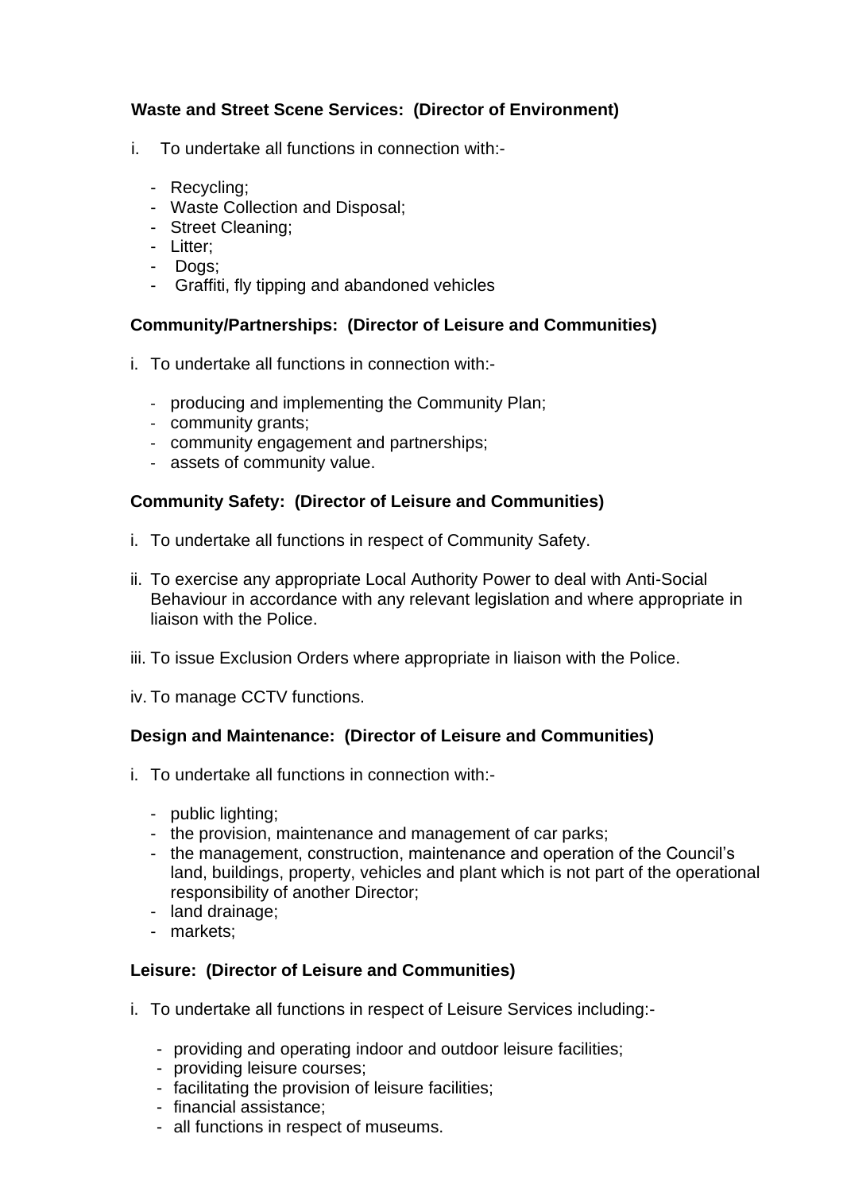**Waste and Street Scene Services: (Director of Environment)**

i. To undertake all functions in connection with:-

- Recycling;
- Waste Collection and Disposal;
- Street Cleaning;
- Litter;
- Dogs;
- Graffiti, fly tipping and abandoned vehicles

**Community/Partnerships: (Director of Leisure and Communities)**

i. To undertake all functions in connection with:-

- producing and implementing the Community Plan;
- community grants;
- community engagement and partnerships;
- assets of community value.

**Community Safety: (Director of Leisure and Communities)**

i. To undertake all functions in respect of Community Safety.

ii. To exercise any appropriate Local Authority Power to deal with Anti-Social Behaviour in accordance with any relevant legislation and where appropriate in liaison with the Police.

iii. To issue Exclusion Orders where appropriate in liaison with the Police.

iv. To manage CCTV functions.

**Design and Maintenance: (Director of Leisure and Communities)**

i. To undertake all functions in connection with:-

- public lighting;
- the provision, maintenance and management of car parks;
- the management, construction, maintenance and operation of the Council's land, buildings, property, vehicles and plant which is not part of the operational responsibility of another Director;
- land drainage;
- markets;

**Leisure: (Director of Leisure and Communities)**

i. To undertake all functions in respect of Leisure Services including:-

- providing and operating indoor and outdoor leisure facilities;
- providing leisure courses;
- facilitating the provision of leisure facilities;
- financial assistance;
- all functions in respect of museums.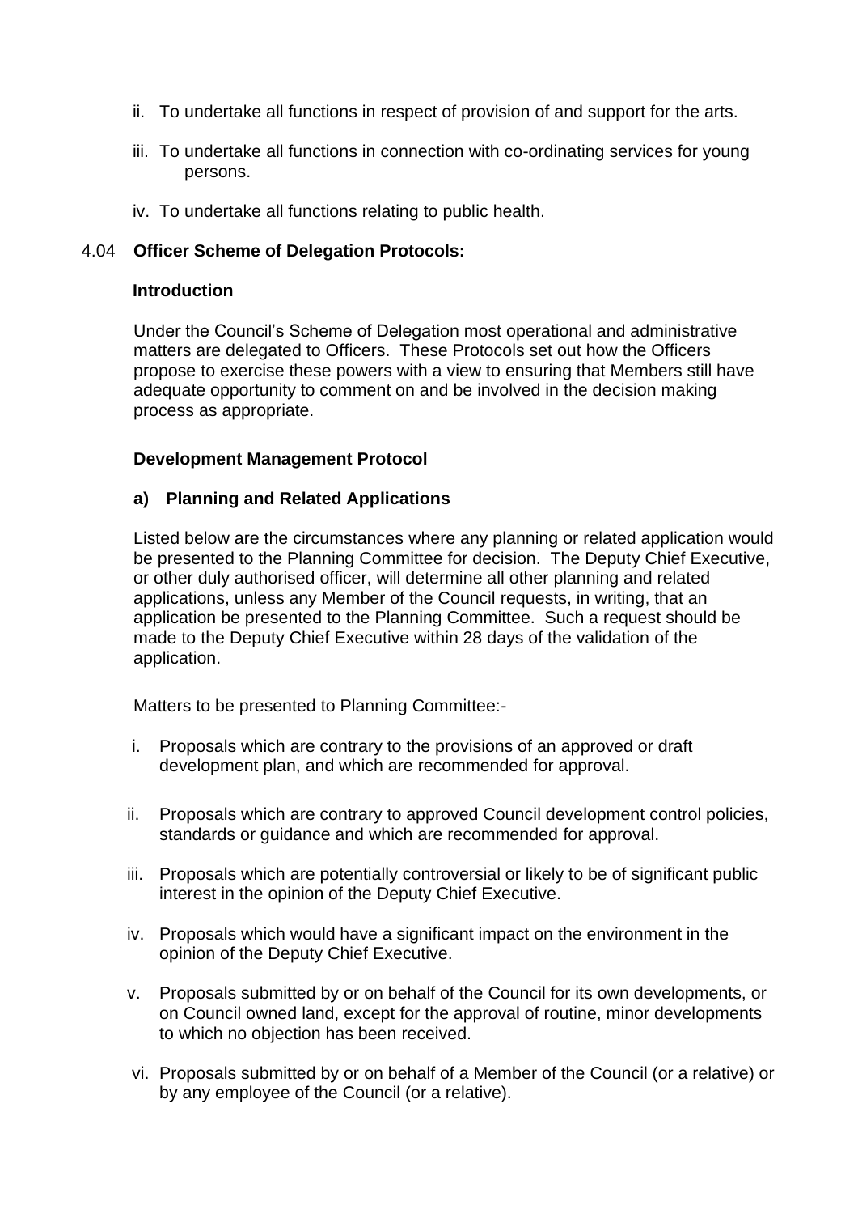ii. To undertake all functions in respect of provision of and support for the arts.

iii. To undertake all functions in connection with co-ordinating services for young persons.

iv. To undertake all functions relating to public health.

4.04 **Officer Scheme of Delegation Protocols:**

**Introduction**

Under the Council's Scheme of Delegation most operational and administrative matters are delegated to Officers. These Protocols set out how the Officers propose to exercise these powers with a view to ensuring that Members still have adequate opportunity to comment on and be involved in the decision making process as appropriate.

**Development Management Protocol**

**a) Planning and Related Applications**

Listed below are the circumstances where any planning or related application would be presented to the Planning Committee for decision. The Deputy Chief Executive, or other duly authorised officer, will determine all other planning and related applications, unless any Member of the Council requests, in writing, that an application be presented to the Planning Committee. Such a request should be made to the Deputy Chief Executive within 28 days of the validation of the application.

Matters to be presented to Planning Committee:-

i. Proposals which are contrary to the provisions of an approved or draft development plan, and which are recommended for approval.

ii. Proposals which are contrary to approved Council development control policies, standards or guidance and which are recommended for approval.

iii. Proposals which are potentially controversial or likely to be of significant public interest in the opinion of the Deputy Chief Executive.

iv. Proposals which would have a significant impact on the environment in the opinion of the Deputy Chief Executive.

v. Proposals submitted by or on behalf of the Council for its own developments, or on Council owned land, except for the approval of routine, minor developments to which no objection has been received.

vi. Proposals submitted by or on behalf of a Member of the Council (or a relative) or by any employee of the Council (or a relative).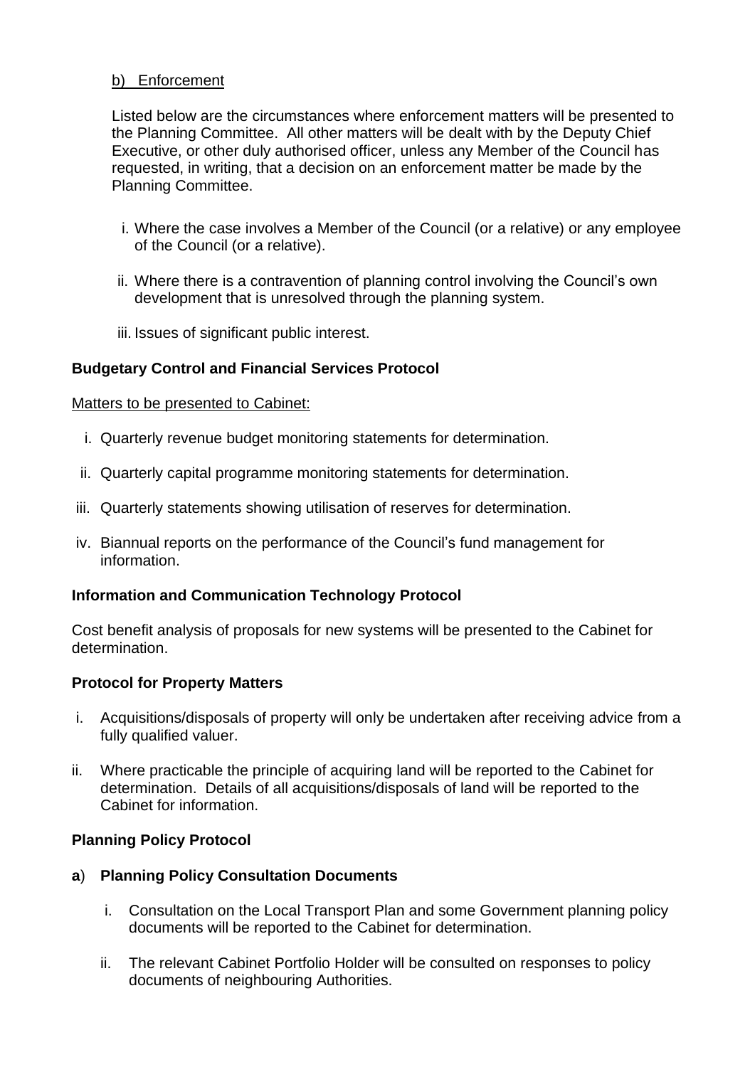b) Enforcement

Listed below are the circumstances where enforcement matters will be presented to the Planning Committee. All other matters will be dealt with by the Deputy Chief Executive, or other duly authorised officer, unless any Member of the Council has requested, in writing, that a decision on an enforcement matter be made by the Planning Committee.

i. Where the case involves a Member of the Council (or a relative) or any employee of the Council (or a relative).

ii. Where there is a contravention of planning control involving the Council's own development that is unresolved through the planning system.

iii. Issues of significant public interest.

**Budgetary Control and Financial Services Protocol**

Matters to be presented to Cabinet:

i. Quarterly revenue budget monitoring statements for determination.

ii. Quarterly capital programme monitoring statements for determination.

iii. Quarterly statements showing utilisation of reserves for determination.

iv. Biannual reports on the performance of the Council's fund management for information.

**Information and Communication Technology Protocol**

Cost benefit analysis of proposals for new systems will be presented to the Cabinet for determination.

**Protocol for Property Matters**

i. Acquisitions/disposals of property will only be undertaken after receiving advice from a fully qualified valuer.

ii. Where practicable the principle of acquiring land will be reported to the Cabinet for determination. Details of all acquisitions/disposals of land will be reported to the Cabinet for information.

**Planning Policy Protocol**

**a**) **Planning Policy Consultation Documents**

i. Consultation on the Local Transport Plan and some Government planning policy documents will be reported to the Cabinet for determination.

ii. The relevant Cabinet Portfolio Holder will be consulted on responses to policy documents of neighbouring Authorities.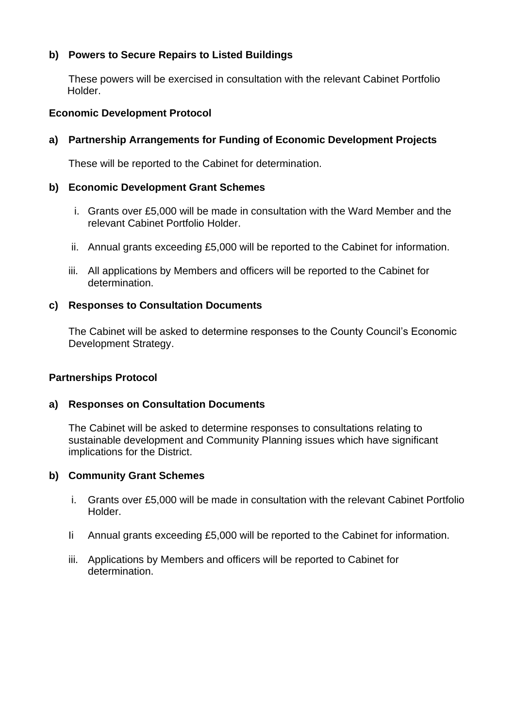**b) Powers to Secure Repairs to Listed Buildings**

These powers will be exercised in consultation with the relevant Cabinet Portfolio Holder.

**Economic Development Protocol**

**a) Partnership Arrangements for Funding of Economic Development Projects**

These will be reported to the Cabinet for determination.

**b) Economic Development Grant Schemes**

i. Grants over £5,000 will be made in consultation with the Ward Member and the relevant Cabinet Portfolio Holder.

ii. Annual grants exceeding £5,000 will be reported to the Cabinet for information.

iii. All applications by Members and officers will be reported to the Cabinet for determination.

**c) Responses to Consultation Documents**

The Cabinet will be asked to determine responses to the County Council's Economic Development Strategy.

**Partnerships Protocol**

**a) Responses on Consultation Documents**

The Cabinet will be asked to determine responses to consultations relating to sustainable development and Community Planning issues which have significant implications for the District.

**b) Community Grant Schemes**

i. Grants over £5,000 will be made in consultation with the relevant Cabinet Portfolio Holder.

Ii Annual grants exceeding £5,000 will be reported to the Cabinet for information.

iii. Applications by Members and officers will be reported to Cabinet for determination.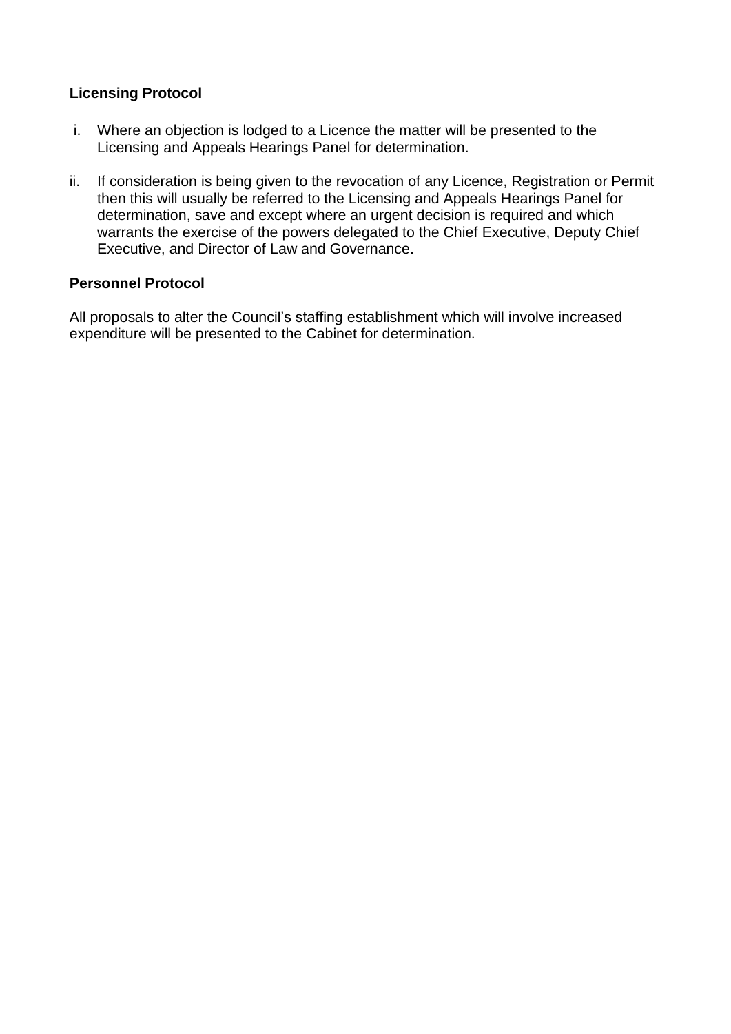**Licensing Protocol**

i. Where an objection is lodged to a Licence the matter will be presented to the Licensing and Appeals Hearings Panel for determination.

ii. If consideration is being given to the revocation of any Licence, Registration or Permit then this will usually be referred to the Licensing and Appeals Hearings Panel for determination, save and except where an urgent decision is required and which warrants the exercise of the powers delegated to the Chief Executive, Deputy Chief Executive, and Director of Law and Governance.

**Personnel Protocol**

All proposals to alter the Council's staffing establishment which will involve increased expenditure will be presented to the Cabinet for determination.